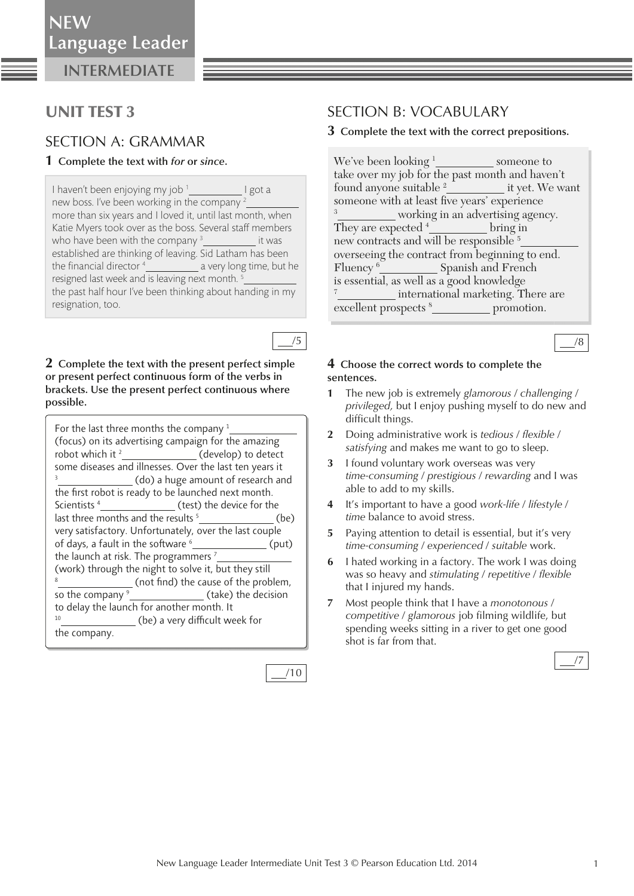NEW
Language Leader
INTERMEDIATE

# UNIT TEST 3

## SECTION A: GRAMMAR

**1 Complete the text with *for* or *since*.**

I haven't been enjoying my job [1]__________ I got a new boss. I've been working in the company [2]__________ more than six years and I loved it, until last month, when Katie Myers took over as the boss. Several staff members who have been with the company [3]__________ it was established are thinking of leaving. Sid Latham has been the financial director [4]__________ a very long time, but he resigned last week and is leaving next month. [5]__________ the past half hour I've been thinking about handing in my resignation, too.

___/5

**2 Complete the text with the present perfect simple or present perfect continuous form of the verbs in brackets. Use the present perfect continuous where possible.**

For the last three months the company [1]______________ (focus) on its advertising campaign for the amazing robot which it [2]______________ (develop) to detect some diseases and illnesses. Over the last ten years it [3]______________ (do) a huge amount of research and the first robot is ready to be launched next month. Scientists [4]______________ (test) the device for the last three months and the results [5]______________ (be) very satisfactory. Unfortunately, over the last couple of days, a fault in the software [6]______________ (put) the launch at risk. The programmers [7]______________ (work) through the night to solve it, but they still [8]______________ (not find) the cause of the problem, so the company [9]______________ (take) the decision to delay the launch for another month. It [10]______________ (be) a very difficult week for the company.

___/10

## SECTION B: VOCABULARY

**3 Complete the text with the correct prepositions.**

We've been looking [1]__________ someone to take over my job for the past month and haven't found anyone suitable [2]__________ it yet. We want someone with at least five years' experience [3]__________ working in an advertising agency. They are expected [4]__________ bring in new contracts and will be responsible [5]__________ overseeing the contract from beginning to end. Fluency [6]__________ Spanish and French is essential, as well as a good knowledge [7]__________ international marketing. There are excellent prospects [8]__________ promotion.

___/8

**4 Choose the correct words to complete the sentences.**

1 The new job is extremely *glamorous* / *challenging* / *privileged,* but I enjoy pushing myself to do new and difficult things.
2 Doing administrative work is *tedious* / *flexible* / *satisfying* and makes me want to go to sleep.
3 I found voluntary work overseas was very *time-consuming* / *prestigious* / *rewarding* and I was able to add to my skills.
4 It's important to have a good *work-life* / *lifestyle* / *time* balance to avoid stress.
5 Paying attention to detail is essential, but it's very *time-consuming* / *experienced* / *suitable* work.
6 I hated working in a factory. The work I was doing was so heavy and *stimulating* / *repetitive* / *flexible* that I injured my hands.
7 Most people think that I have a *monotonous* / *competitive* / *glamorous* job filming wildlife, but spending weeks sitting in a river to get one good shot is far from that.

___/7

New Language Leader Intermediate Unit Test 3 © Pearson Education Ltd. 2014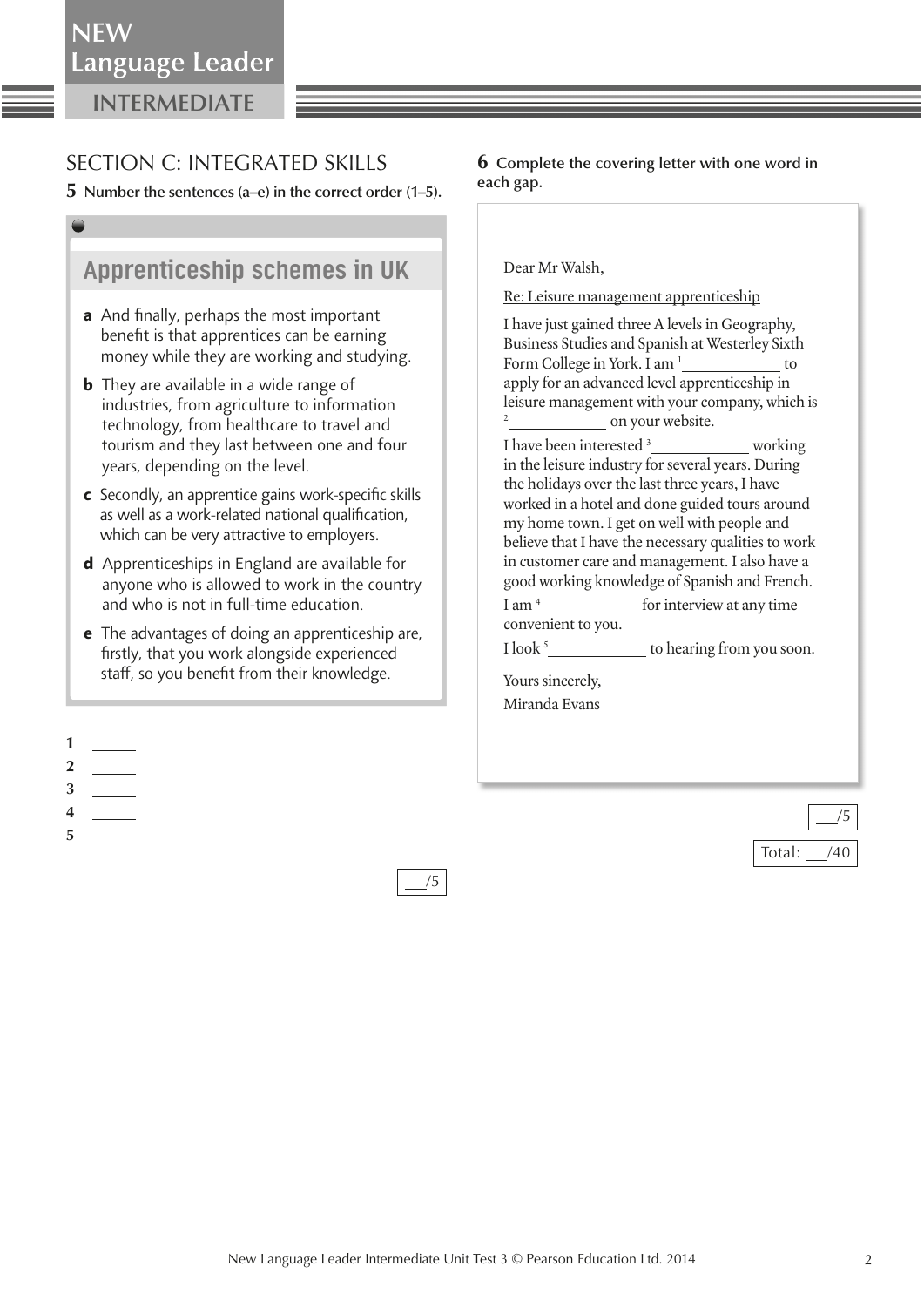## SECTION C: INTEGRATED SKILLS

**5** **Number the sentences (a–e) in the correct order (1–5).**

### Apprenticeship schemes in UK

**a** And finally, perhaps the most important benefit is that apprentices can be earning money while they are working and studying.

**b** They are available in a wide range of industries, from agriculture to information technology, from healthcare to travel and tourism and they last between one and four years, depending on the level.

**c** Secondly, an apprentice gains work-specific skills as well as a work-related national qualification, which can be very attractive to employers.

**d** Apprenticeships in England are available for anyone who is allowed to work in the country and who is not in full-time education.

**e** The advantages of doing an apprenticeship are, firstly, that you work alongside experienced staff, so you benefit from their knowledge.

**1** ______
**2** ______
**3** ______
**4** ______
**5** ______

___/5

**6** **Complete the covering letter with one word in each gap.**

Dear Mr Walsh,

Re: Leisure management apprenticeship

I have just gained three A levels in Geography, Business Studies and Spanish at Westerley Sixth Form College in York. I am [1] ____________ to apply for an advanced level apprenticeship in leisure management with your company, which is [2] ____________ on your website.

I have been interested [3] ____________ working in the leisure industry for several years. During the holidays over the last three years, I have worked in a hotel and done guided tours around my home town. I get on well with people and believe that I have the necessary qualities to work in customer care and management. I also have a good working knowledge of Spanish and French.

I am [4] ____________ for interview at any time convenient to you.

I look [5] ____________ to hearing from you soon.

Yours sincerely,
Miranda Evans

___/5

Total: ___/40